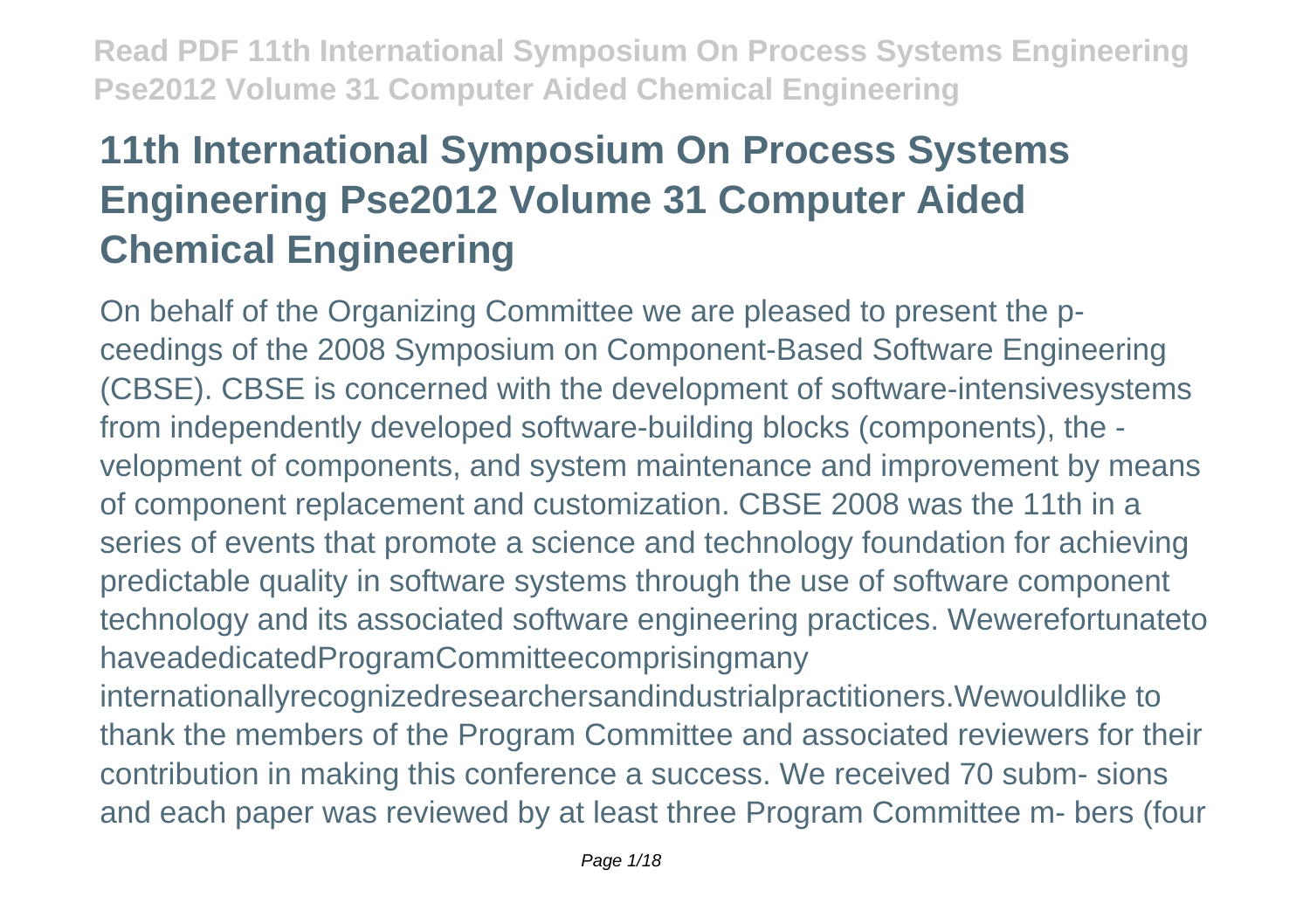# 11th International Symposium On Process Systems Engineering Pse2012 Volume 31 Computer Aided Chemical Engineering

On behalf of the Organizing Committee we are pleased to present the p-ceedings of the 2008 Symposium on Component-Based Software Engineering (CBSE). CBSE is concerned with the development of software-intensivesystems from independently developed software-building blocks (components), the -velopment of components, and system maintenance and improvement by means of component replacement and customization. CBSE 2008 was the 11th in a series of events that promote a science and technology foundation for achieving predictable quality in software systems through the use of software component technology and its associated software engineering practices. Wewerefortunateto haveadedicatedProgramCommitteecomprisingmany internationallyrecognizedresearchersandindustrialpractitioners.Wewouldlike to thank the members of the Program Committee and associated reviewers for their contribution in making this conference a success. We received 70 subm- sions and each paper was reviewed by at least three Program Committee m- bers (four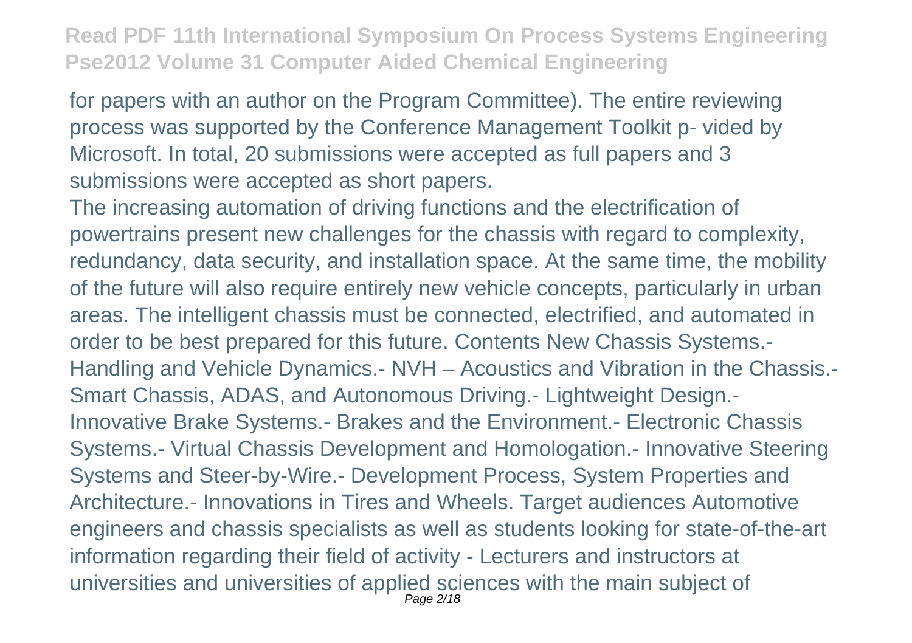for papers with an author on the Program Committee). The entire reviewing process was supported by the Conference Management Toolkit p- vided by Microsoft. In total, 20 submissions were accepted as full papers and 3 submissions were accepted as short papers.

The increasing automation of driving functions and the electrification of powertrains present new challenges for the chassis with regard to complexity, redundancy, data security, and installation space. At the same time, the mobility of the future will also require entirely new vehicle concepts, particularly in urban areas. The intelligent chassis must be connected, electrified, and automated in order to be best prepared for this future. Contents New Chassis Systems.- Handling and Vehicle Dynamics.- NVH – Acoustics and Vibration in the Chassis.- Smart Chassis, ADAS, and Autonomous Driving.- Lightweight Design.- Innovative Brake Systems.- Brakes and the Environment.- Electronic Chassis Systems.- Virtual Chassis Development and Homologation.- Innovative Steering Systems and Steer-by-Wire.- Development Process, System Properties and Architecture.- Innovations in Tires and Wheels. Target audiences Automotive engineers and chassis specialists as well as students looking for state-of-the-art information regarding their field of activity - Lecturers and instructors at universities and universities of applied sciences with the main subject of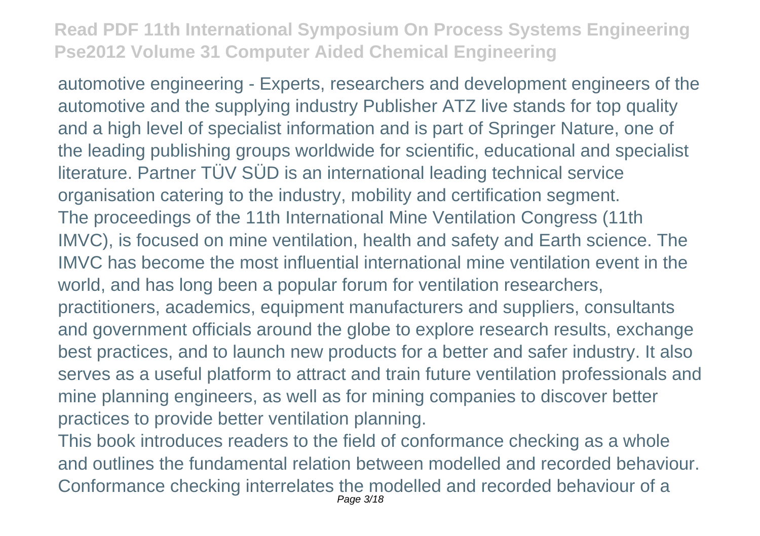automotive engineering - Experts, researchers and development engineers of the automotive and the supplying industry Publisher ATZ live stands for top quality and a high level of specialist information and is part of Springer Nature, one of the leading publishing groups worldwide for scientific, educational and specialist literature. Partner TÜV SÜD is an international leading technical service organisation catering to the industry, mobility and certification segment.

The proceedings of the 11th International Mine Ventilation Congress (11th IMVC), is focused on mine ventilation, health and safety and Earth science. The IMVC has become the most influential international mine ventilation event in the world, and has long been a popular forum for ventilation researchers, practitioners, academics, equipment manufacturers and suppliers, consultants and government officials around the globe to explore research results, exchange best practices, and to launch new products for a better and safer industry. It also serves as a useful platform to attract and train future ventilation professionals and mine planning engineers, as well as for mining companies to discover better practices to provide better ventilation planning.

This book introduces readers to the field of conformance checking as a whole and outlines the fundamental relation between modelled and recorded behaviour. Conformance checking interrelates the modelled and recorded behaviour of a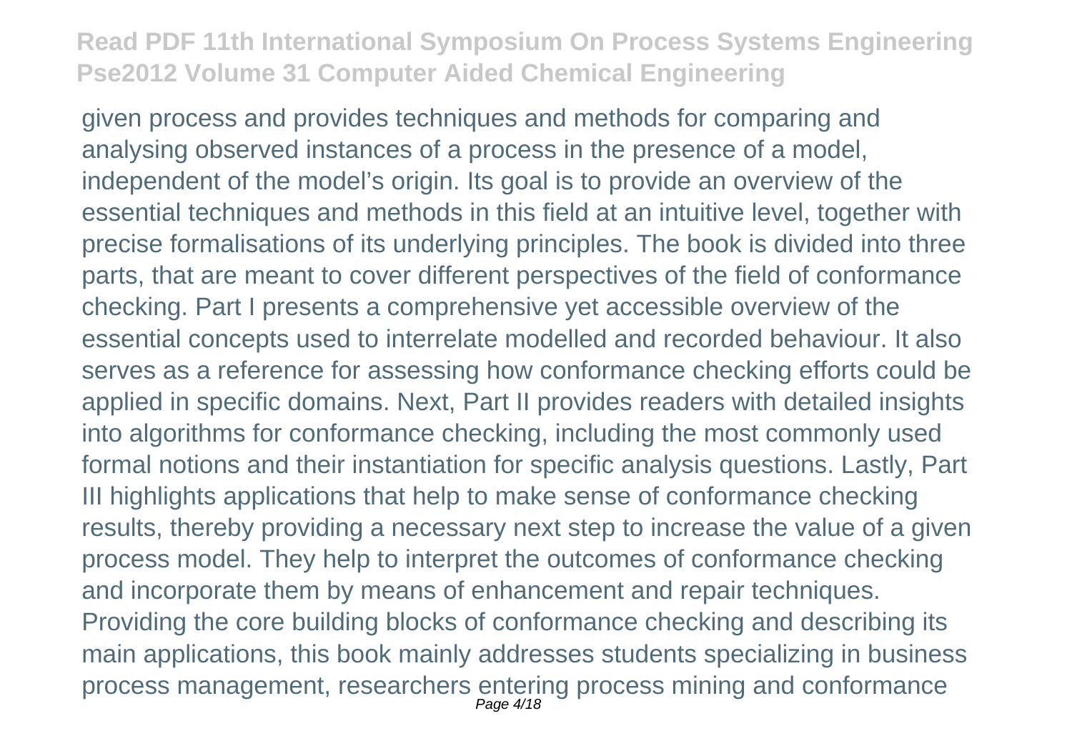given process and provides techniques and methods for comparing and analysing observed instances of a process in the presence of a model, independent of the model's origin. Its goal is to provide an overview of the essential techniques and methods in this field at an intuitive level, together with precise formalisations of its underlying principles. The book is divided into three parts, that are meant to cover different perspectives of the field of conformance checking. Part I presents a comprehensive yet accessible overview of the essential concepts used to interrelate modelled and recorded behaviour. It also serves as a reference for assessing how conformance checking efforts could be applied in specific domains. Next, Part II provides readers with detailed insights into algorithms for conformance checking, including the most commonly used formal notions and their instantiation for specific analysis questions. Lastly, Part III highlights applications that help to make sense of conformance checking results, thereby providing a necessary next step to increase the value of a given process model. They help to interpret the outcomes of conformance checking and incorporate them by means of enhancement and repair techniques. Providing the core building blocks of conformance checking and describing its main applications, this book mainly addresses students specializing in business process management, researchers entering process mining and conformance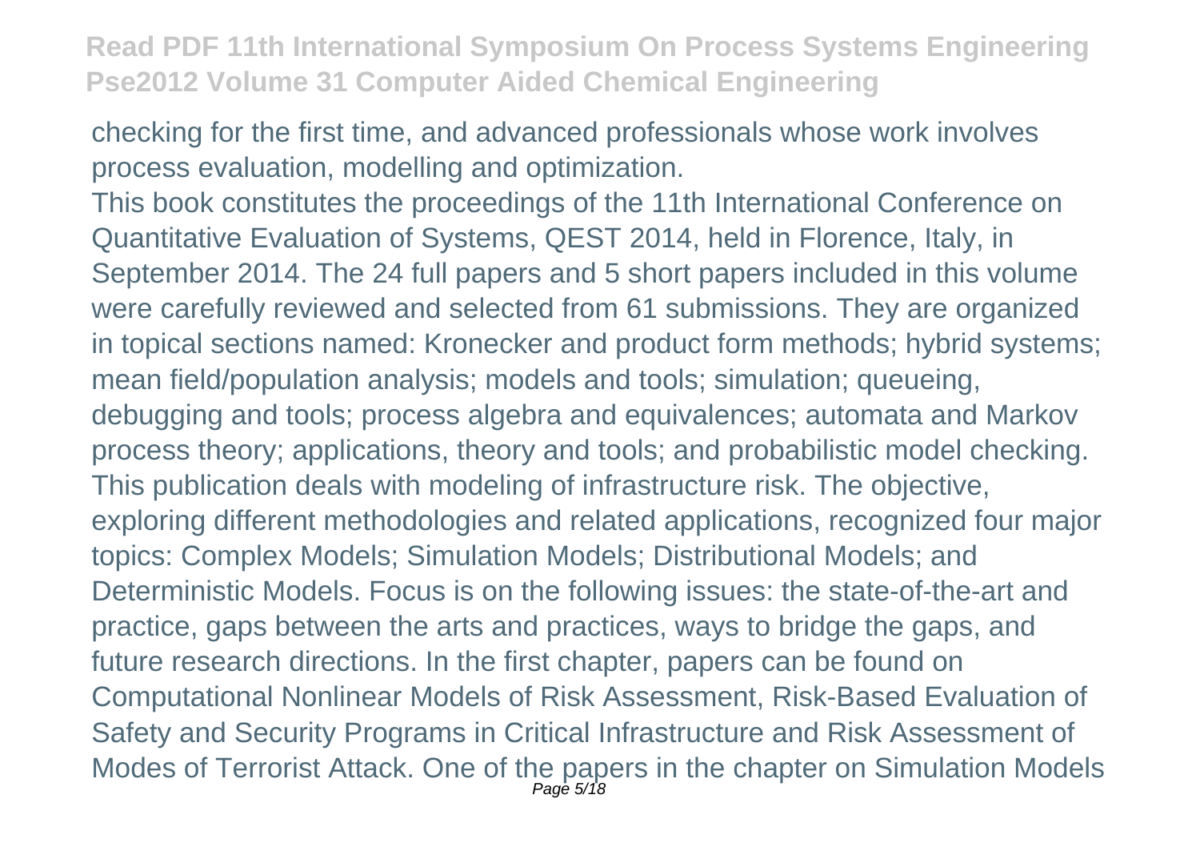checking for the first time, and advanced professionals whose work involves process evaluation, modelling and optimization.

This book constitutes the proceedings of the 11th International Conference on Quantitative Evaluation of Systems, QEST 2014, held in Florence, Italy, in September 2014. The 24 full papers and 5 short papers included in this volume were carefully reviewed and selected from 61 submissions. They are organized in topical sections named: Kronecker and product form methods; hybrid systems; mean field/population analysis; models and tools; simulation; queueing, debugging and tools; process algebra and equivalences; automata and Markov process theory; applications, theory and tools; and probabilistic model checking.

This publication deals with modeling of infrastructure risk. The objective, exploring different methodologies and related applications, recognized four major topics: Complex Models; Simulation Models; Distributional Models; and Deterministic Models. Focus is on the following issues: the state-of-the-art and practice, gaps between the arts and practices, ways to bridge the gaps, and future research directions. In the first chapter, papers can be found on Computational Nonlinear Models of Risk Assessment, Risk-Based Evaluation of Safety and Security Programs in Critical Infrastructure and Risk Assessment of Modes of Terrorist Attack. One of the papers in the chapter on Simulation Models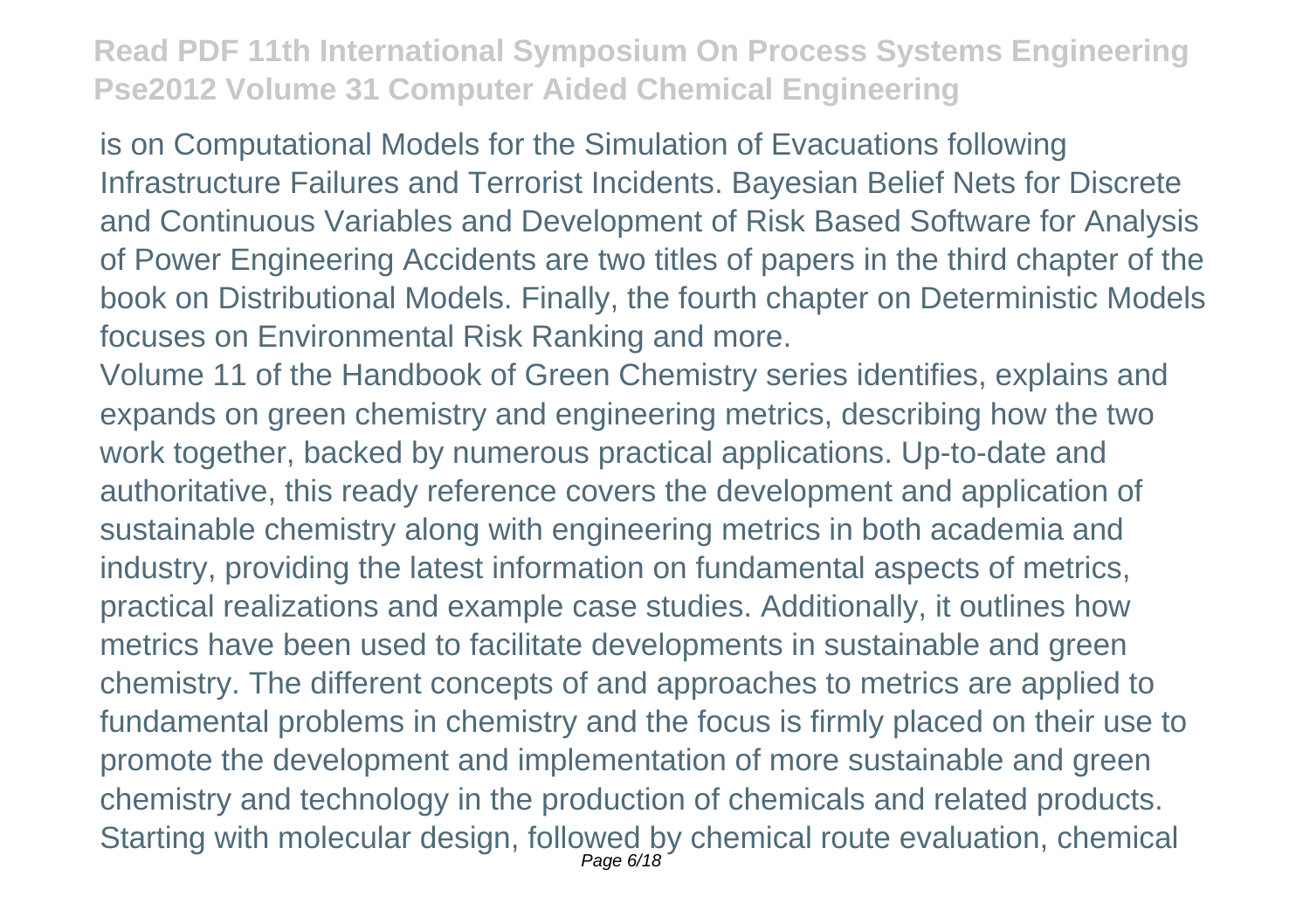is on Computational Models for the Simulation of Evacuations following Infrastructure Failures and Terrorist Incidents. Bayesian Belief Nets for Discrete and Continuous Variables and Development of Risk Based Software for Analysis of Power Engineering Accidents are two titles of papers in the third chapter of the book on Distributional Models. Finally, the fourth chapter on Deterministic Models focuses on Environmental Risk Ranking and more.

Volume 11 of the Handbook of Green Chemistry series identifies, explains and expands on green chemistry and engineering metrics, describing how the two work together, backed by numerous practical applications. Up-to-date and authoritative, this ready reference covers the development and application of sustainable chemistry along with engineering metrics in both academia and industry, providing the latest information on fundamental aspects of metrics, practical realizations and example case studies. Additionally, it outlines how metrics have been used to facilitate developments in sustainable and green chemistry. The different concepts of and approaches to metrics are applied to fundamental problems in chemistry and the focus is firmly placed on their use to promote the development and implementation of more sustainable and green chemistry and technology in the production of chemicals and related products. Starting with molecular design, followed by chemical route evaluation, chemical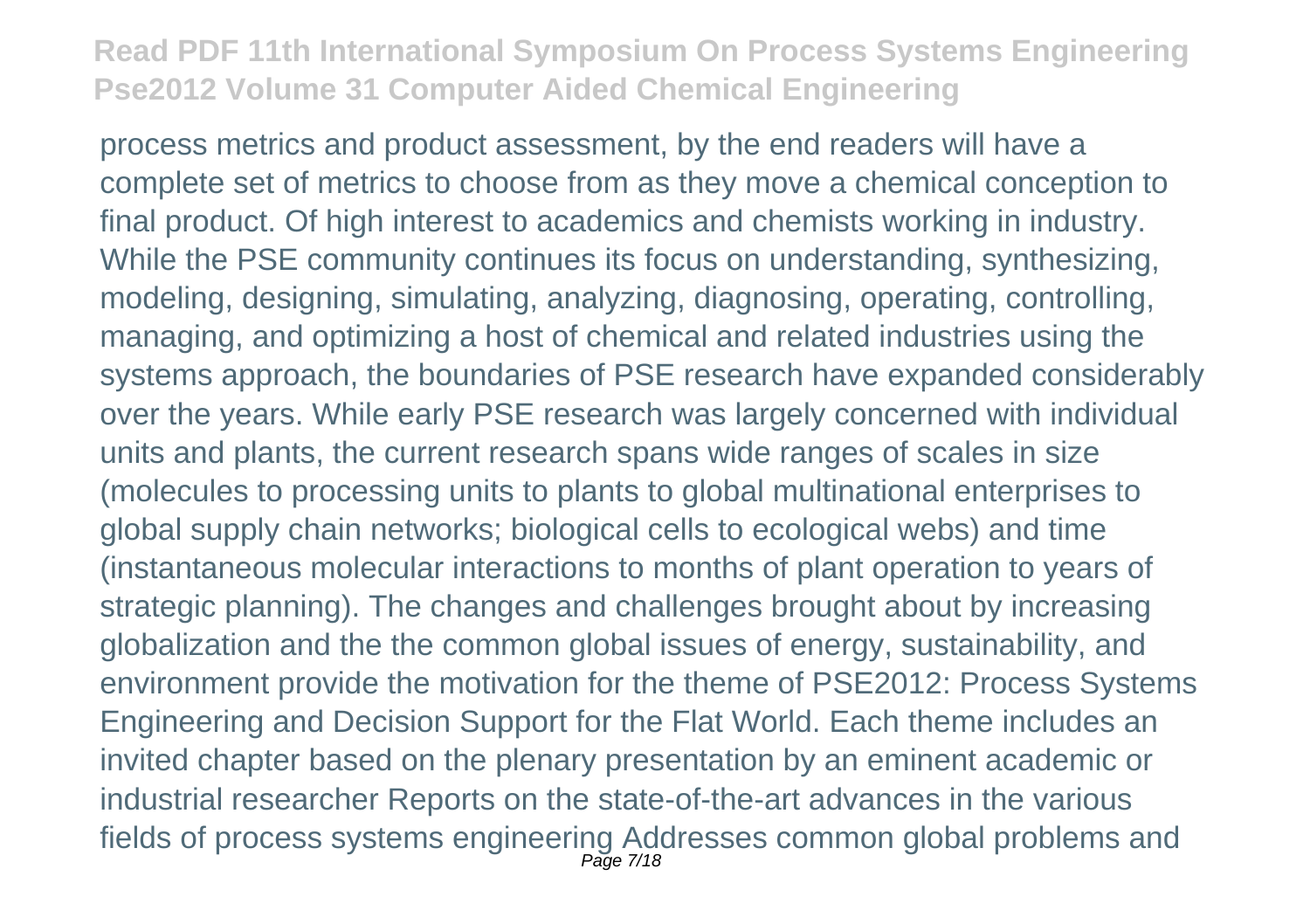process metrics and product assessment, by the end readers will have a complete set of metrics to choose from as they move a chemical conception to final product. Of high interest to academics and chemists working in industry. While the PSE community continues its focus on understanding, synthesizing, modeling, designing, simulating, analyzing, diagnosing, operating, controlling, managing, and optimizing a host of chemical and related industries using the systems approach, the boundaries of PSE research have expanded considerably over the years. While early PSE research was largely concerned with individual units and plants, the current research spans wide ranges of scales in size (molecules to processing units to plants to global multinational enterprises to global supply chain networks; biological cells to ecological webs) and time (instantaneous molecular interactions to months of plant operation to years of strategic planning). The changes and challenges brought about by increasing globalization and the the common global issues of energy, sustainability, and environment provide the motivation for the theme of PSE2012: Process Systems Engineering and Decision Support for the Flat World. Each theme includes an invited chapter based on the plenary presentation by an eminent academic or industrial researcher Reports on the state-of-the-art advances in the various fields of process systems engineering Addresses common global problems and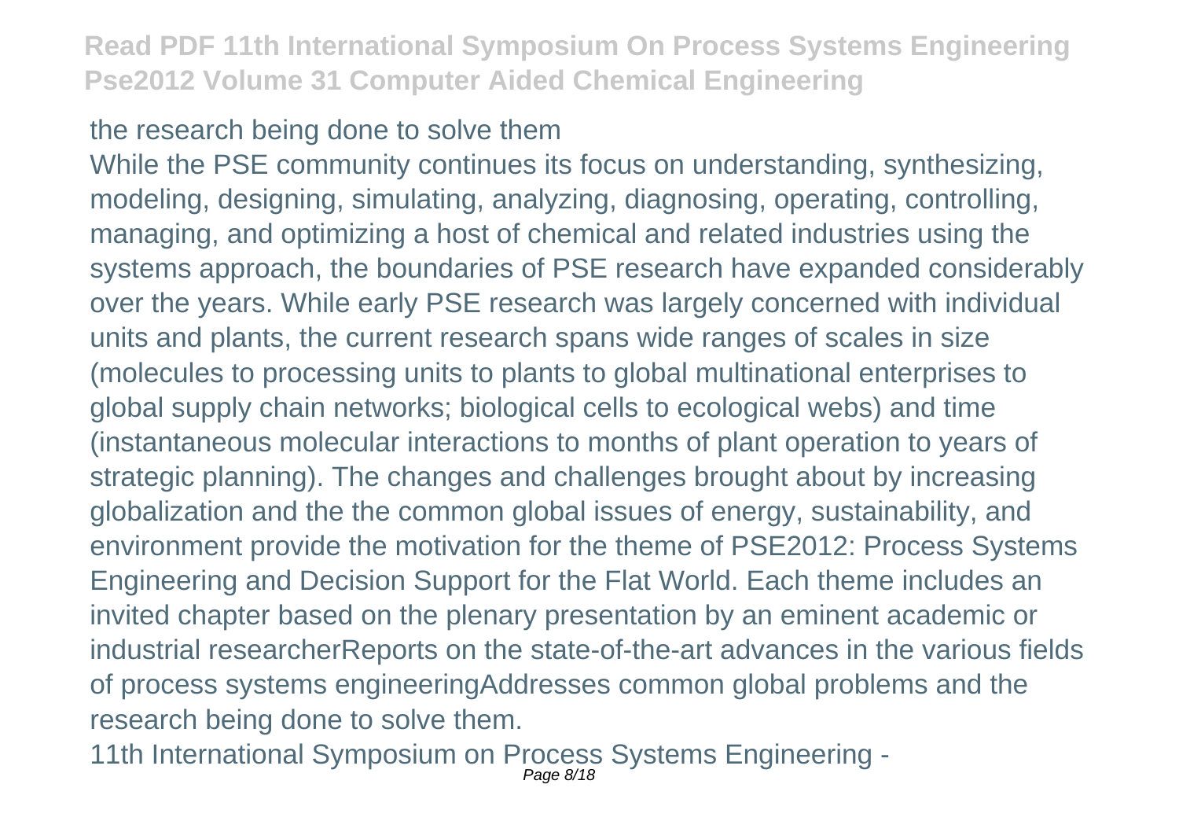the research being done to solve them

While the PSE community continues its focus on understanding, synthesizing, modeling, designing, simulating, analyzing, diagnosing, operating, controlling, managing, and optimizing a host of chemical and related industries using the systems approach, the boundaries of PSE research have expanded considerably over the years. While early PSE research was largely concerned with individual units and plants, the current research spans wide ranges of scales in size (molecules to processing units to plants to global multinational enterprises to global supply chain networks; biological cells to ecological webs) and time (instantaneous molecular interactions to months of plant operation to years of strategic planning). The changes and challenges brought about by increasing globalization and the the common global issues of energy, sustainability, and environment provide the motivation for the theme of PSE2012: Process Systems Engineering and Decision Support for the Flat World. Each theme includes an invited chapter based on the plenary presentation by an eminent academic or industrial researcherReports on the state-of-the-art advances in the various fields of process systems engineeringAddresses common global problems and the research being done to solve them.

11th International Symposium on Process Systems Engineering -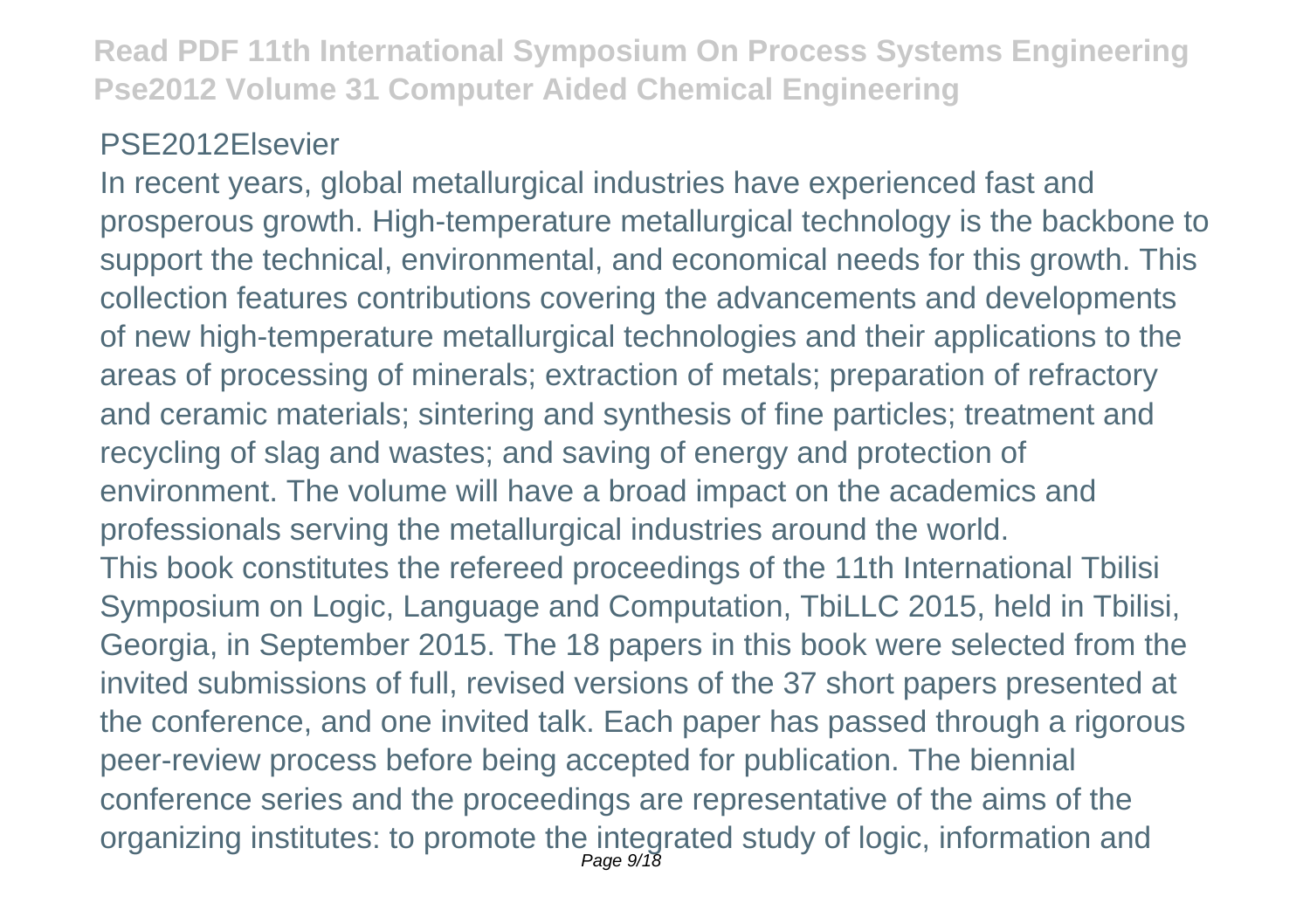PSE2012Elsevier

In recent years, global metallurgical industries have experienced fast and prosperous growth. High-temperature metallurgical technology is the backbone to support the technical, environmental, and economical needs for this growth. This collection features contributions covering the advancements and developments of new high-temperature metallurgical technologies and their applications to the areas of processing of minerals; extraction of metals; preparation of refractory and ceramic materials; sintering and synthesis of fine particles; treatment and recycling of slag and wastes; and saving of energy and protection of environment. The volume will have a broad impact on the academics and professionals serving the metallurgical industries around the world.

This book constitutes the refereed proceedings of the 11th International Tbilisi Symposium on Logic, Language and Computation, TbiLLC 2015, held in Tbilisi, Georgia, in September 2015. The 18 papers in this book were selected from the invited submissions of full, revised versions of the 37 short papers presented at the conference, and one invited talk. Each paper has passed through a rigorous peer-review process before being accepted for publication. The biennial conference series and the proceedings are representative of the aims of the organizing institutes: to promote the integrated study of logic, information and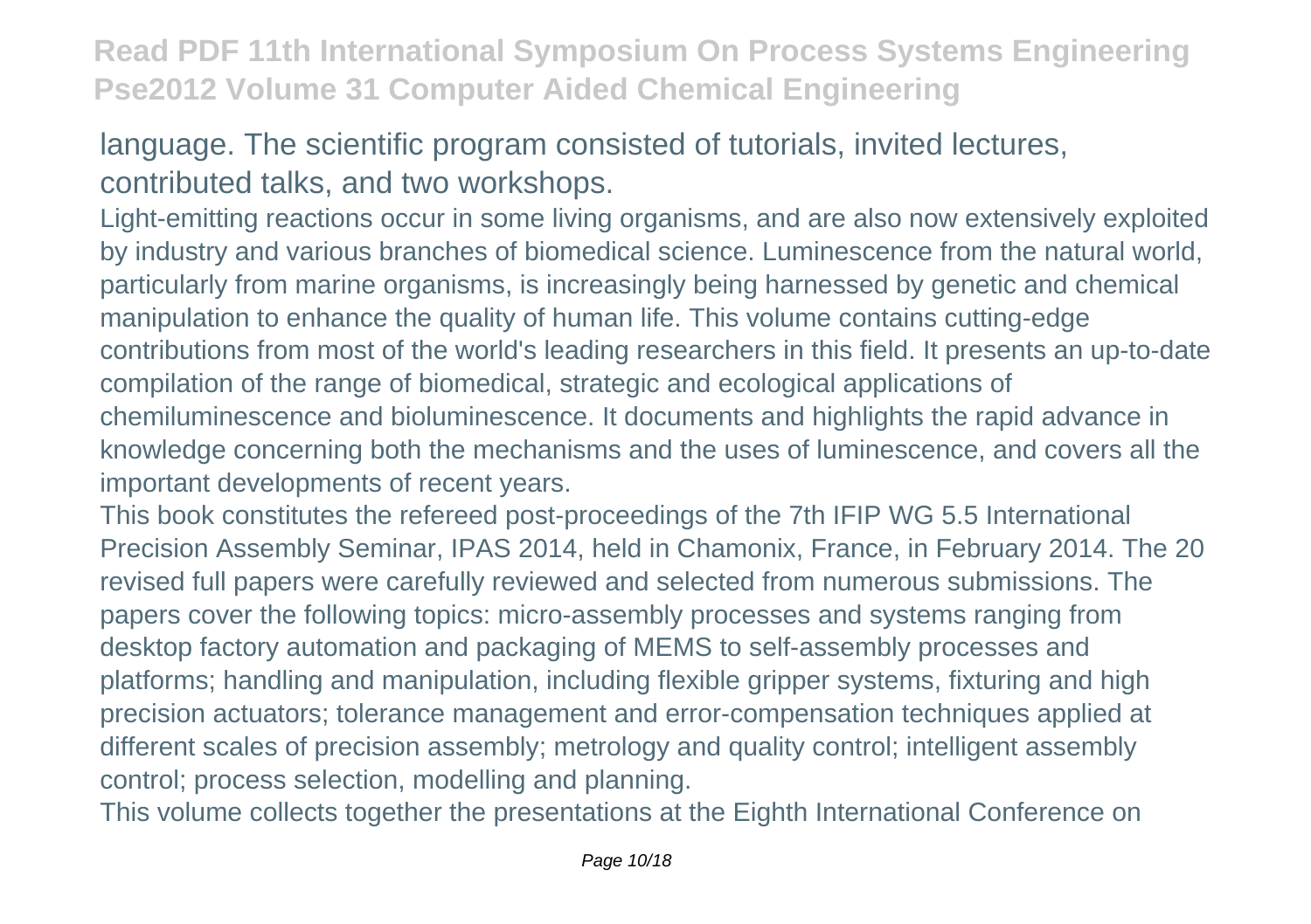language. The scientific program consisted of tutorials, invited lectures, contributed talks, and two workshops.

Light-emitting reactions occur in some living organisms, and are also now extensively exploited by industry and various branches of biomedical science. Luminescence from the natural world, particularly from marine organisms, is increasingly being harnessed by genetic and chemical manipulation to enhance the quality of human life. This volume contains cutting-edge contributions from most of the world's leading researchers in this field. It presents an up-to-date compilation of the range of biomedical, strategic and ecological applications of chemiluminescence and bioluminescence. It documents and highlights the rapid advance in knowledge concerning both the mechanisms and the uses of luminescence, and covers all the important developments of recent years.

This book constitutes the refereed post-proceedings of the 7th IFIP WG 5.5 International Precision Assembly Seminar, IPAS 2014, held in Chamonix, France, in February 2014. The 20 revised full papers were carefully reviewed and selected from numerous submissions. The papers cover the following topics: micro-assembly processes and systems ranging from desktop factory automation and packaging of MEMS to self-assembly processes and platforms; handling and manipulation, including flexible gripper systems, fixturing and high precision actuators; tolerance management and error-compensation techniques applied at different scales of precision assembly; metrology and quality control; intelligent assembly control; process selection, modelling and planning.

This volume collects together the presentations at the Eighth International Conference on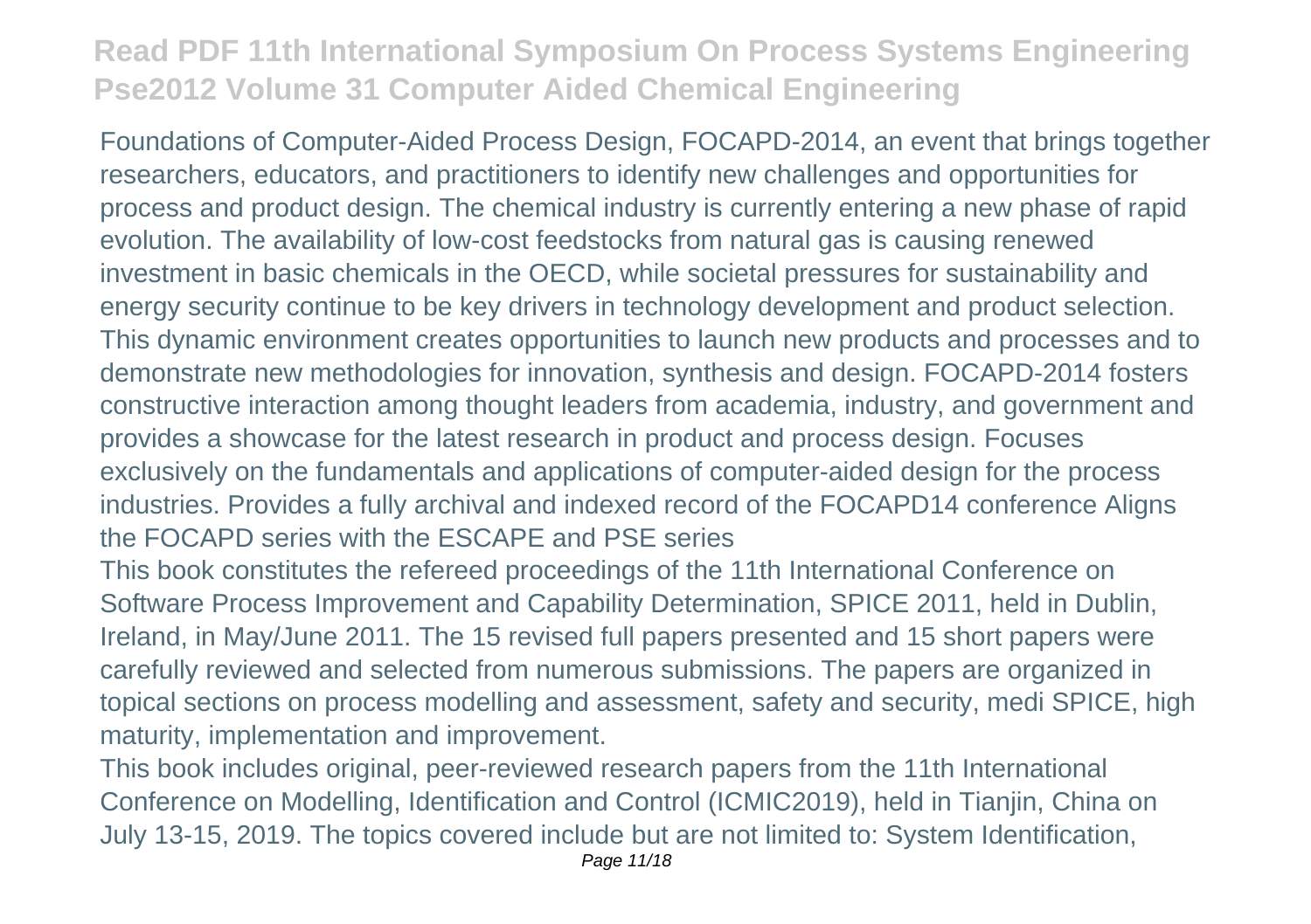Foundations of Computer-Aided Process Design, FOCAPD-2014, an event that brings together researchers, educators, and practitioners to identify new challenges and opportunities for process and product design. The chemical industry is currently entering a new phase of rapid evolution. The availability of low-cost feedstocks from natural gas is causing renewed investment in basic chemicals in the OECD, while societal pressures for sustainability and energy security continue to be key drivers in technology development and product selection. This dynamic environment creates opportunities to launch new products and processes and to demonstrate new methodologies for innovation, synthesis and design. FOCAPD-2014 fosters constructive interaction among thought leaders from academia, industry, and government and provides a showcase for the latest research in product and process design. Focuses exclusively on the fundamentals and applications of computer-aided design for the process industries. Provides a fully archival and indexed record of the FOCAPD14 conference Aligns the FOCAPD series with the ESCAPE and PSE series

This book constitutes the refereed proceedings of the 11th International Conference on Software Process Improvement and Capability Determination, SPICE 2011, held in Dublin, Ireland, in May/June 2011. The 15 revised full papers presented and 15 short papers were carefully reviewed and selected from numerous submissions. The papers are organized in topical sections on process modelling and assessment, safety and security, medi SPICE, high maturity, implementation and improvement.

This book includes original, peer-reviewed research papers from the 11th International Conference on Modelling, Identification and Control (ICMIC2019), held in Tianjin, China on July 13-15, 2019. The topics covered include but are not limited to: System Identification,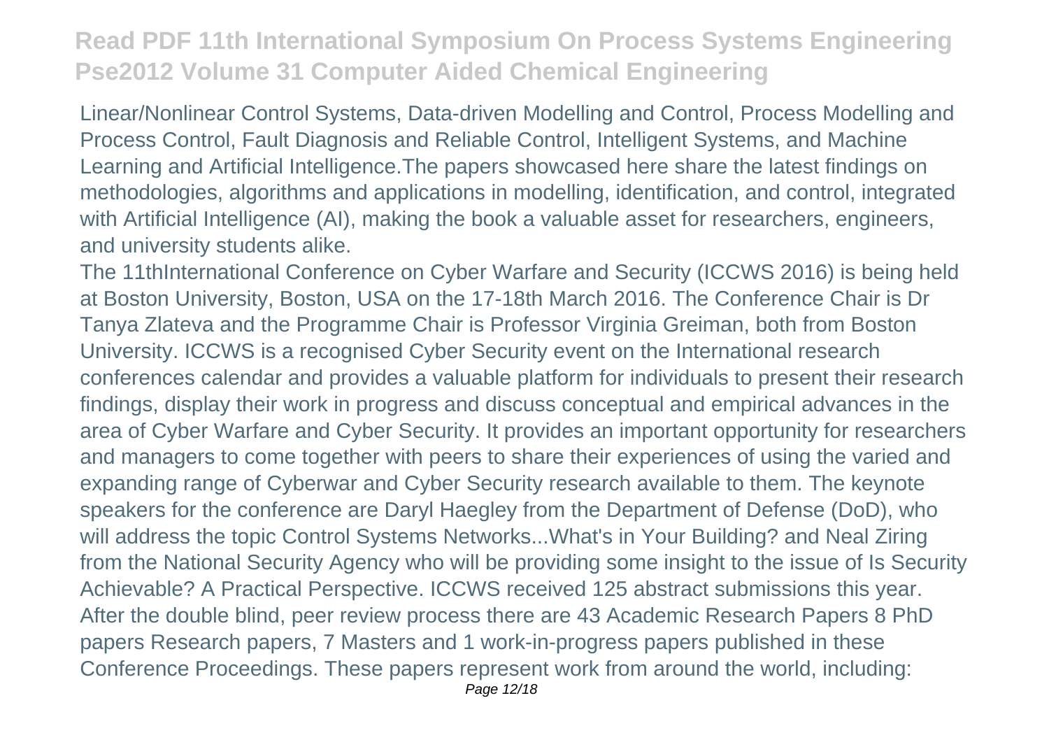Linear/Nonlinear Control Systems, Data-driven Modelling and Control, Process Modelling and Process Control, Fault Diagnosis and Reliable Control, Intelligent Systems, and Machine Learning and Artificial Intelligence.The papers showcased here share the latest findings on methodologies, algorithms and applications in modelling, identification, and control, integrated with Artificial Intelligence (AI), making the book a valuable asset for researchers, engineers, and university students alike.

The 11thInternational Conference on Cyber Warfare and Security (ICCWS 2016) is being held at Boston University, Boston, USA on the 17-18th March 2016. The Conference Chair is Dr Tanya Zlateva and the Programme Chair is Professor Virginia Greiman, both from Boston University. ICCWS is a recognised Cyber Security event on the International research conferences calendar and provides a valuable platform for individuals to present their research findings, display their work in progress and discuss conceptual and empirical advances in the area of Cyber Warfare and Cyber Security. It provides an important opportunity for researchers and managers to come together with peers to share their experiences of using the varied and expanding range of Cyberwar and Cyber Security research available to them. The keynote speakers for the conference are Daryl Haegley from the Department of Defense (DoD), who will address the topic Control Systems Networks...What's in Your Building? and Neal Ziring from the National Security Agency who will be providing some insight to the issue of Is Security Achievable? A Practical Perspective. ICCWS received 125 abstract submissions this year. After the double blind, peer review process there are 43 Academic Research Papers 8 PhD papers Research papers, 7 Masters and 1 work-in-progress papers published in these Conference Proceedings. These papers represent work from around the world, including: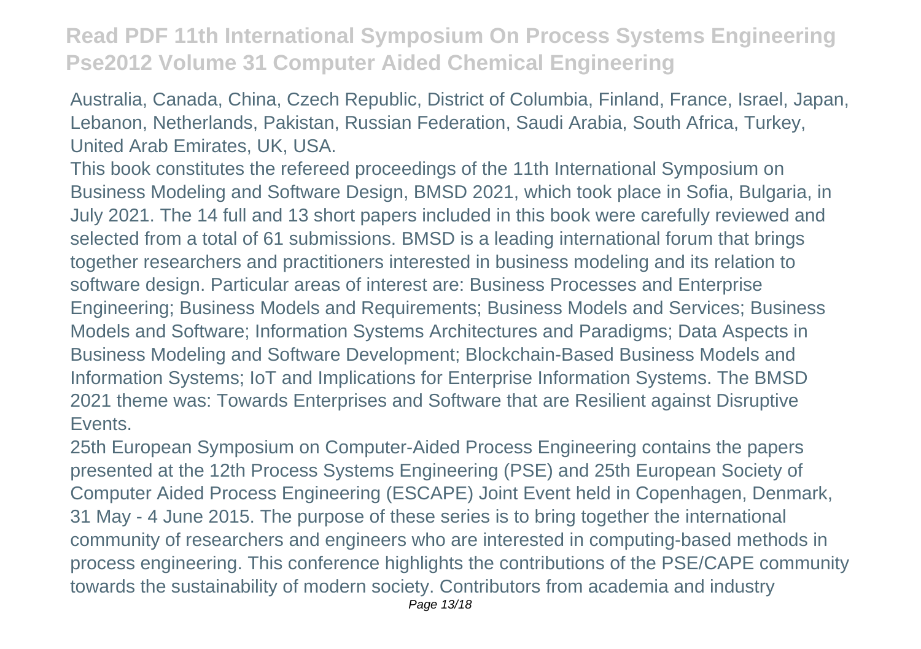Australia, Canada, China, Czech Republic, District of Columbia, Finland, France, Israel, Japan, Lebanon, Netherlands, Pakistan, Russian Federation, Saudi Arabia, South Africa, Turkey, United Arab Emirates, UK, USA.

This book constitutes the refereed proceedings of the 11th International Symposium on Business Modeling and Software Design, BMSD 2021, which took place in Sofia, Bulgaria, in July 2021. The 14 full and 13 short papers included in this book were carefully reviewed and selected from a total of 61 submissions. BMSD is a leading international forum that brings together researchers and practitioners interested in business modeling and its relation to software design. Particular areas of interest are: Business Processes and Enterprise Engineering; Business Models and Requirements; Business Models and Services; Business Models and Software; Information Systems Architectures and Paradigms; Data Aspects in Business Modeling and Software Development; Blockchain-Based Business Models and Information Systems; IoT and Implications for Enterprise Information Systems. The BMSD 2021 theme was: Towards Enterprises and Software that are Resilient against Disruptive Events.

25th European Symposium on Computer-Aided Process Engineering contains the papers presented at the 12th Process Systems Engineering (PSE) and 25th European Society of Computer Aided Process Engineering (ESCAPE) Joint Event held in Copenhagen, Denmark, 31 May - 4 June 2015. The purpose of these series is to bring together the international community of researchers and engineers who are interested in computing-based methods in process engineering. This conference highlights the contributions of the PSE/CAPE community towards the sustainability of modern society. Contributors from academia and industry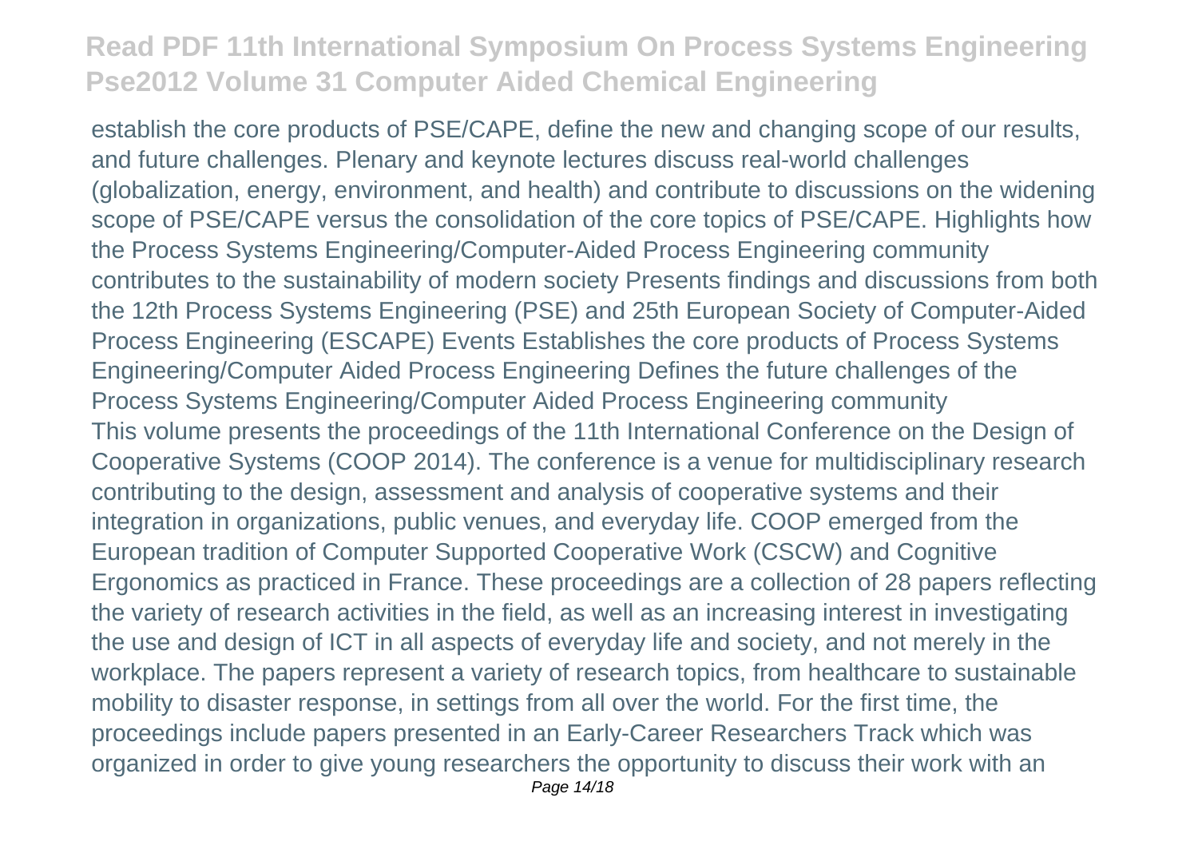establish the core products of PSE/CAPE, define the new and changing scope of our results, and future challenges. Plenary and keynote lectures discuss real-world challenges (globalization, energy, environment, and health) and contribute to discussions on the widening scope of PSE/CAPE versus the consolidation of the core topics of PSE/CAPE. Highlights how the Process Systems Engineering/Computer-Aided Process Engineering community contributes to the sustainability of modern society Presents findings and discussions from both the 12th Process Systems Engineering (PSE) and 25th European Society of Computer-Aided Process Engineering (ESCAPE) Events Establishes the core products of Process Systems Engineering/Computer Aided Process Engineering Defines the future challenges of the Process Systems Engineering/Computer Aided Process Engineering community
This volume presents the proceedings of the 11th International Conference on the Design of Cooperative Systems (COOP 2014). The conference is a venue for multidisciplinary research contributing to the design, assessment and analysis of cooperative systems and their integration in organizations, public venues, and everyday life. COOP emerged from the European tradition of Computer Supported Cooperative Work (CSCW) and Cognitive Ergonomics as practiced in France. These proceedings are a collection of 28 papers reflecting the variety of research activities in the field, as well as an increasing interest in investigating the use and design of ICT in all aspects of everyday life and society, and not merely in the workplace. The papers represent a variety of research topics, from healthcare to sustainable mobility to disaster response, in settings from all over the world. For the first time, the proceedings include papers presented in an Early-Career Researchers Track which was organized in order to give young researchers the opportunity to discuss their work with an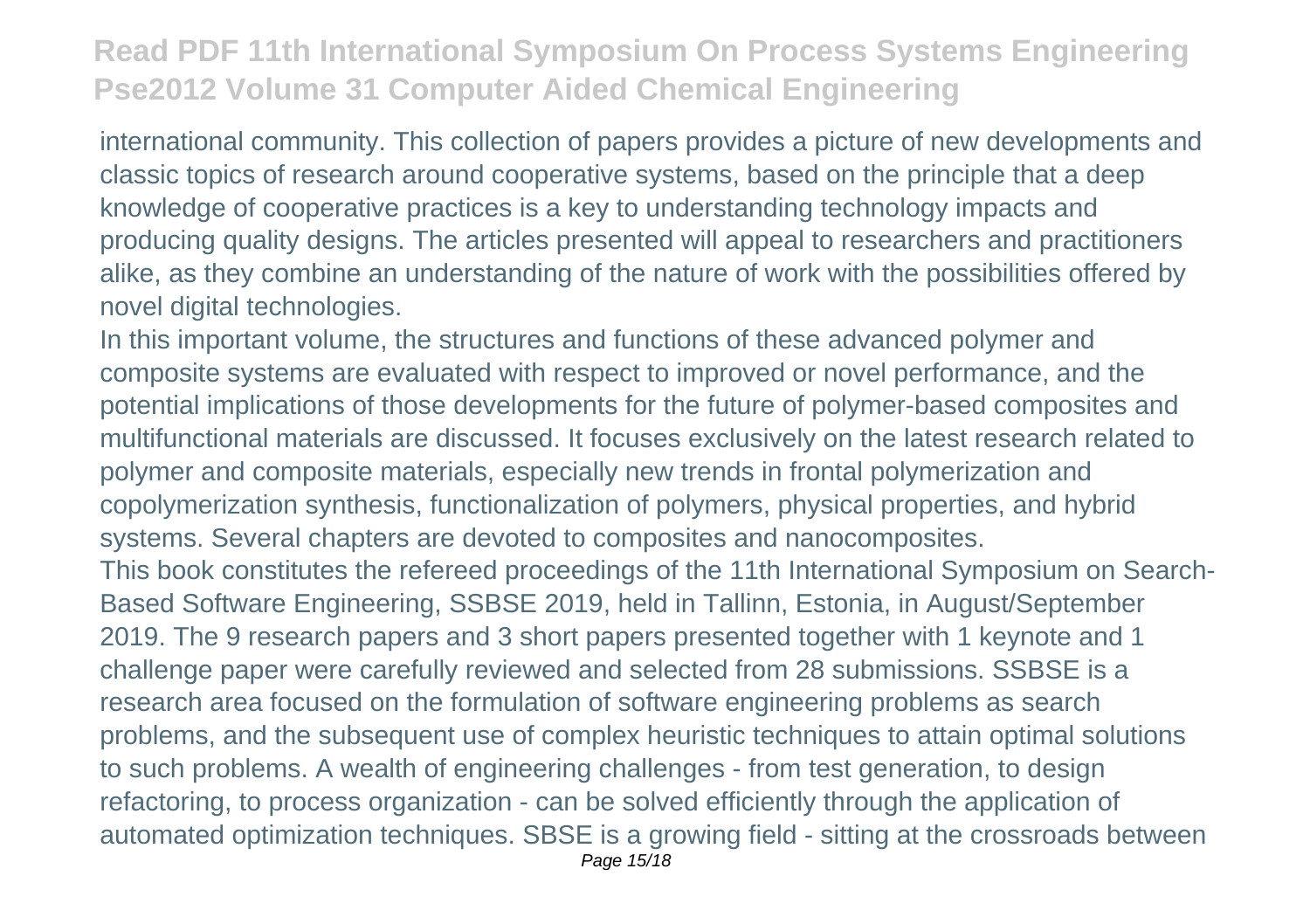international community. This collection of papers provides a picture of new developments and classic topics of research around cooperative systems, based on the principle that a deep knowledge of cooperative practices is a key to understanding technology impacts and producing quality designs. The articles presented will appeal to researchers and practitioners alike, as they combine an understanding of the nature of work with the possibilities offered by novel digital technologies.

In this important volume, the structures and functions of these advanced polymer and composite systems are evaluated with respect to improved or novel performance, and the potential implications of those developments for the future of polymer-based composites and multifunctional materials are discussed. It focuses exclusively on the latest research related to polymer and composite materials, especially new trends in frontal polymerization and copolymerization synthesis, functionalization of polymers, physical properties, and hybrid systems. Several chapters are devoted to composites and nanocomposites.

This book constitutes the refereed proceedings of the 11th International Symposium on Search-Based Software Engineering, SSBSE 2019, held in Tallinn, Estonia, in August/September 2019. The 9 research papers and 3 short papers presented together with 1 keynote and 1 challenge paper were carefully reviewed and selected from 28 submissions. SSBSE is a research area focused on the formulation of software engineering problems as search problems, and the subsequent use of complex heuristic techniques to attain optimal solutions to such problems. A wealth of engineering challenges - from test generation, to design refactoring, to process organization - can be solved efficiently through the application of automated optimization techniques. SBSE is a growing field - sitting at the crossroads between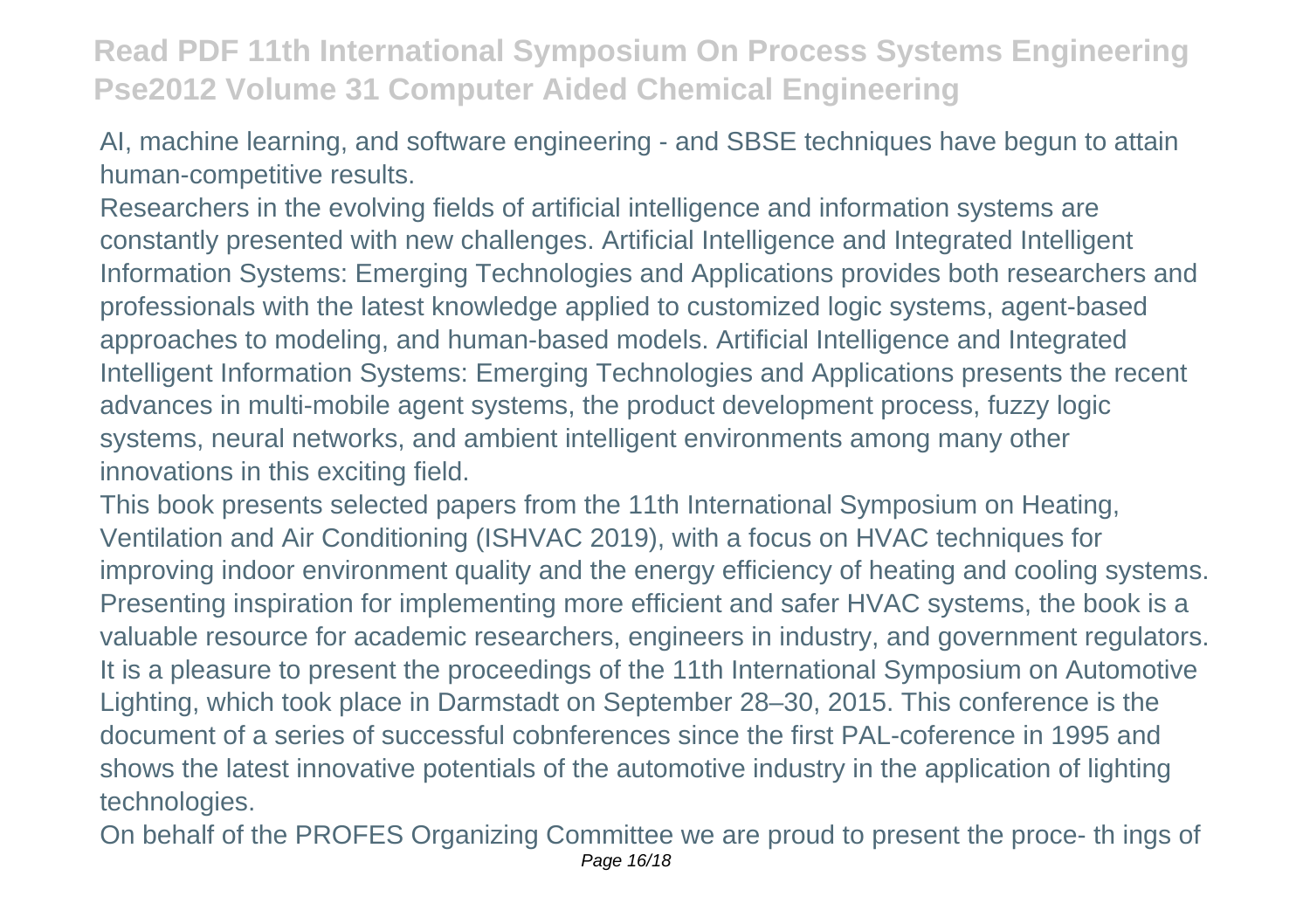AI, machine learning, and software engineering - and SBSE techniques have begun to attain human-competitive results.

Researchers in the evolving fields of artificial intelligence and information systems are constantly presented with new challenges. Artificial Intelligence and Integrated Intelligent Information Systems: Emerging Technologies and Applications provides both researchers and professionals with the latest knowledge applied to customized logic systems, agent-based approaches to modeling, and human-based models. Artificial Intelligence and Integrated Intelligent Information Systems: Emerging Technologies and Applications presents the recent advances in multi-mobile agent systems, the product development process, fuzzy logic systems, neural networks, and ambient intelligent environments among many other innovations in this exciting field.

This book presents selected papers from the 11th International Symposium on Heating, Ventilation and Air Conditioning (ISHVAC 2019), with a focus on HVAC techniques for improving indoor environment quality and the energy efficiency of heating and cooling systems. Presenting inspiration for implementing more efficient and safer HVAC systems, the book is a valuable resource for academic researchers, engineers in industry, and government regulators.

It is a pleasure to present the proceedings of the 11th International Symposium on Automotive Lighting, which took place in Darmstadt on September 28–30, 2015. This conference is the document of a series of successful cobnferences since the first PAL-coference in 1995 and shows the latest innovative potentials of the automotive industry in the application of lighting technologies.

On behalf of the PROFES Organizing Committee we are proud to present the proce- th ings of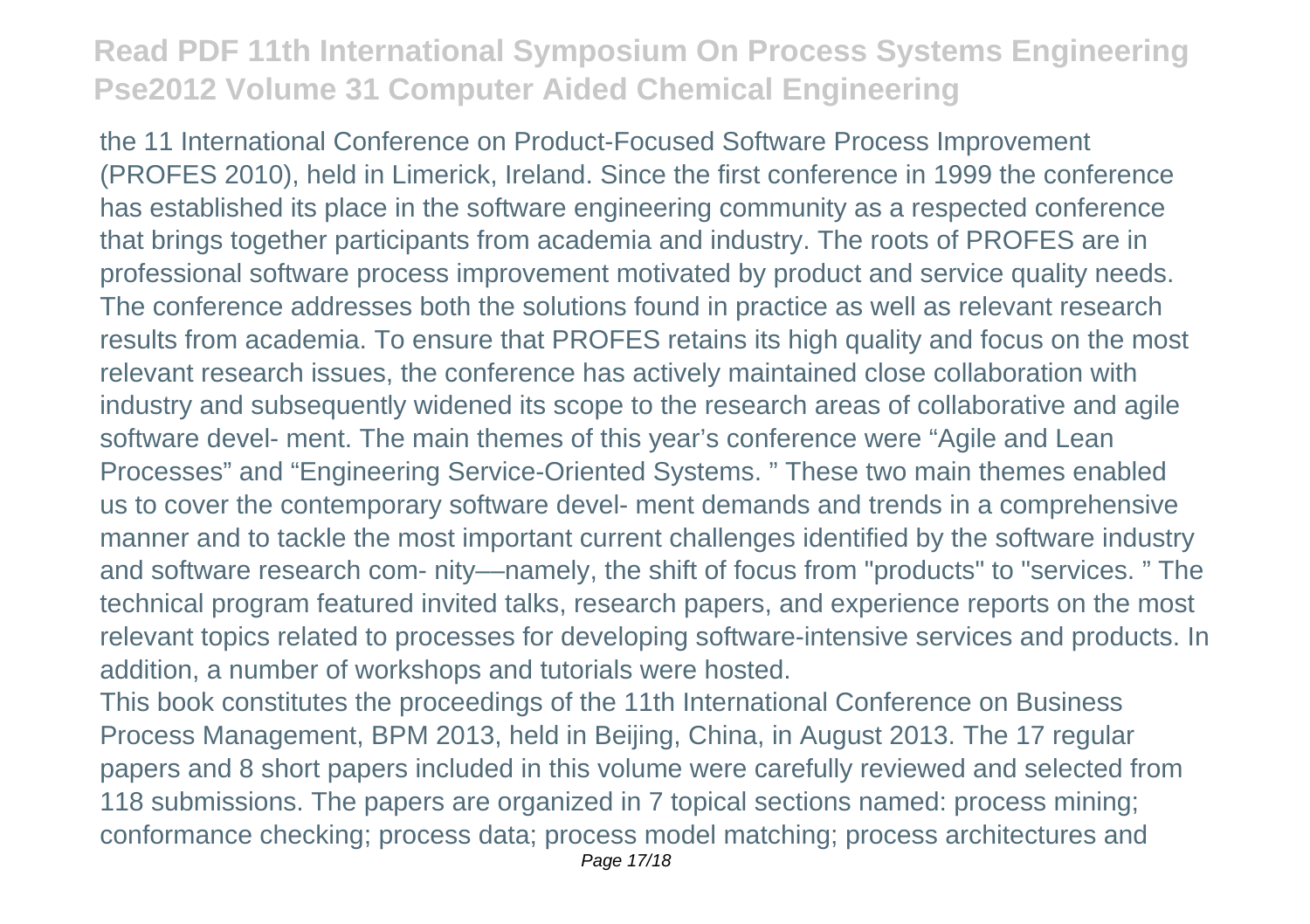the 11 International Conference on Product-Focused Software Process Improvement (PROFES 2010), held in Limerick, Ireland. Since the first conference in 1999 the conference has established its place in the software engineering community as a respected conference that brings together participants from academia and industry. The roots of PROFES are in professional software process improvement motivated by product and service quality needs. The conference addresses both the solutions found in practice as well as relevant research results from academia. To ensure that PROFES retains its high quality and focus on the most relevant research issues, the conference has actively maintained close collaboration with industry and subsequently widened its scope to the research areas of collaborative and agile software devel- ment. The main themes of this year's conference were "Agile and Lean Processes" and "Engineering Service-Oriented Systems. " These two main themes enabled us to cover the contemporary software devel- ment demands and trends in a comprehensive manner and to tackle the most important current challenges identified by the software industry and software research com- nity—namely, the shift of focus from "products" to "services. " The technical program featured invited talks, research papers, and experience reports on the most relevant topics related to processes for developing software-intensive services and products. In addition, a number of workshops and tutorials were hosted.

This book constitutes the proceedings of the 11th International Conference on Business Process Management, BPM 2013, held in Beijing, China, in August 2013. The 17 regular papers and 8 short papers included in this volume were carefully reviewed and selected from 118 submissions. The papers are organized in 7 topical sections named: process mining; conformance checking; process data; process model matching; process architectures and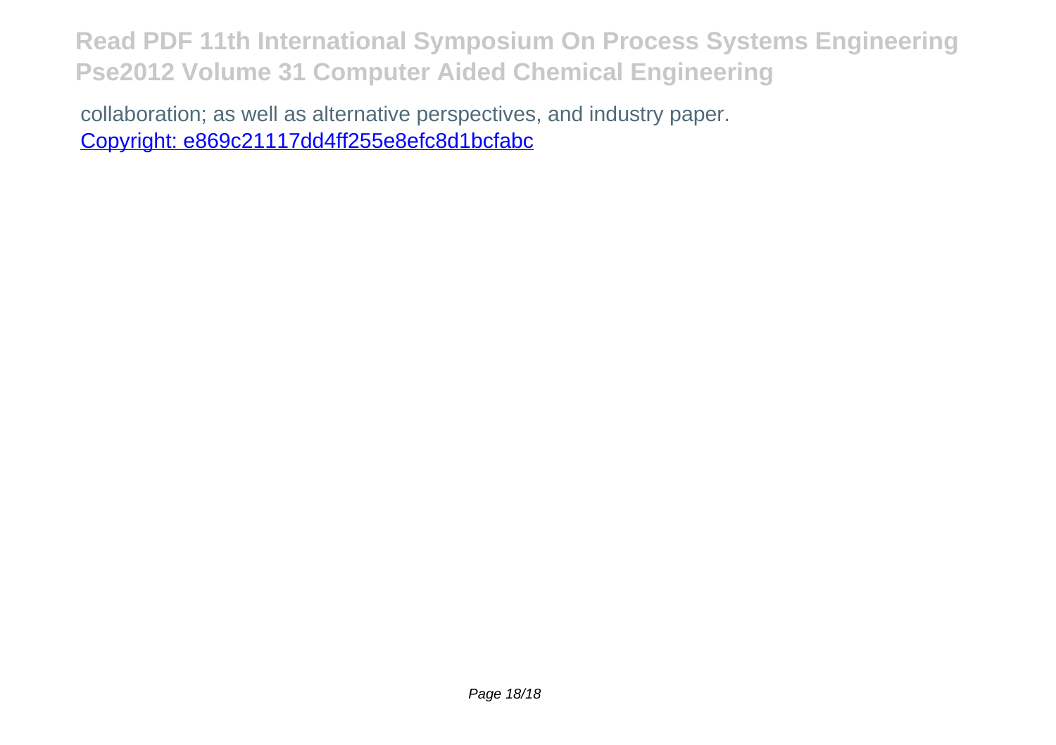collaboration; as well as alternative perspectives, and industry paper.
Copyright: e869c21117dd4ff255e8efc8d1bcfabc